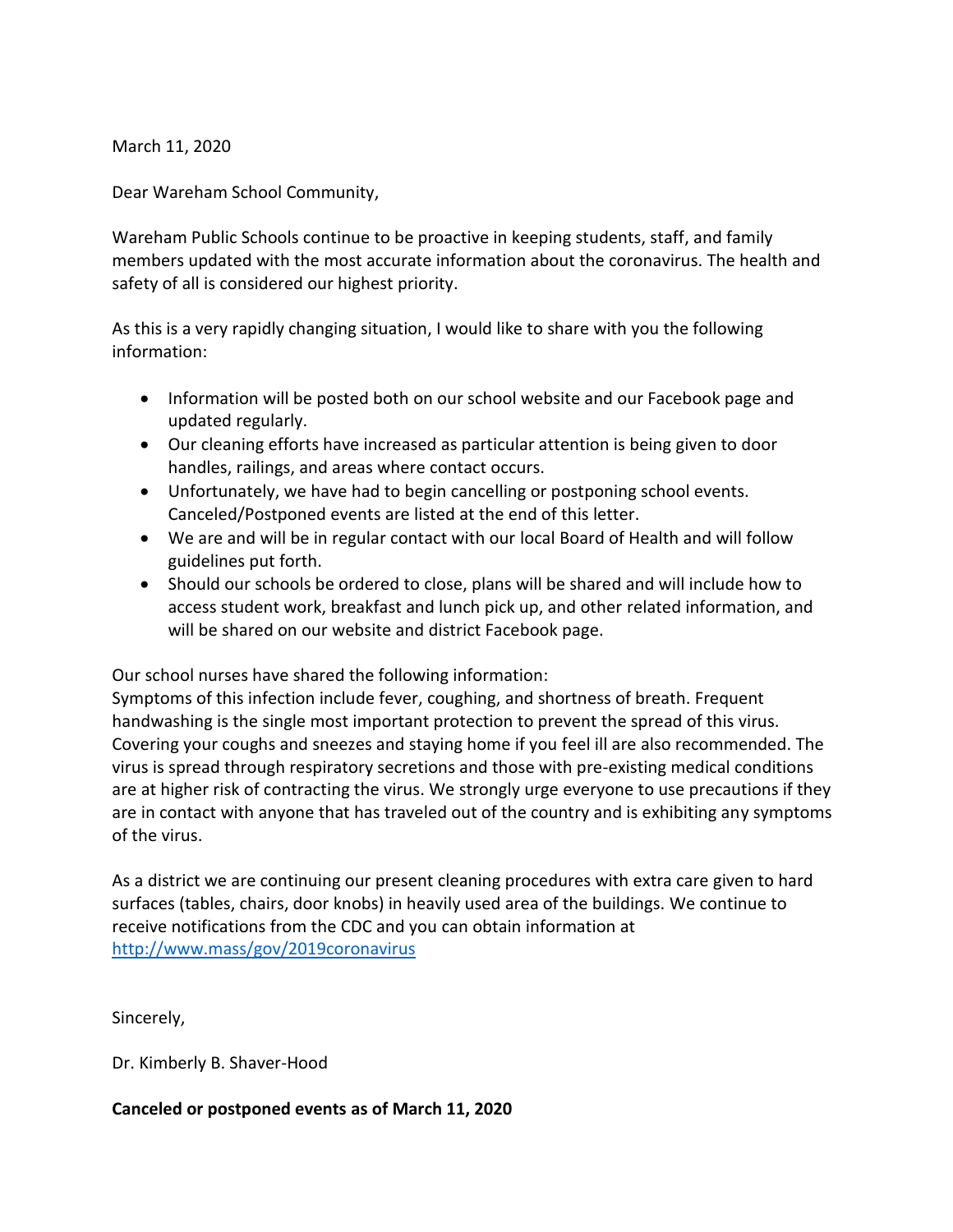March 11, 2020

Dear Wareham School Community,

Wareham Public Schools continue to be proactive in keeping students, staff, and family members updated with the most accurate information about the coronavirus. The health and safety of all is considered our highest priority.

As this is a very rapidly changing situation, I would like to share with you the following information:

- Information will be posted both on our school website and our Facebook page and updated regularly.
- Our cleaning efforts have increased as particular attention is being given to door handles, railings, and areas where contact occurs.
- Unfortunately, we have had to begin cancelling or postponing school events. Canceled/Postponed events are listed at the end of this letter.
- We are and will be in regular contact with our local Board of Health and will follow guidelines put forth.
- Should our schools be ordered to close, plans will be shared and will include how to access student work, breakfast and lunch pick up, and other related information, and will be shared on our website and district Facebook page.

Our school nurses have shared the following information:
Symptoms of this infection include fever, coughing, and shortness of breath. Frequent handwashing is the single most important protection to prevent the spread of this virus. Covering your coughs and sneezes and staying home if you feel ill are also recommended. The virus is spread through respiratory secretions and those with pre-existing medical conditions are at higher risk of contracting the virus. We strongly urge everyone to use precautions if they are in contact with anyone that has traveled out of the country and is exhibiting any symptoms of the virus.

As a district we are continuing our present cleaning procedures with extra care given to hard surfaces (tables, chairs, door knobs) in heavily used area of the buildings. We continue to receive notifications from the CDC and you can obtain information at [http://www.mass/gov/2019coronavirus](http://www.mass/gov/2019coronavirus)

Sincerely,

Dr. Kimberly B. Shaver-Hood

**Canceled or postponed events as of March 11, 2020**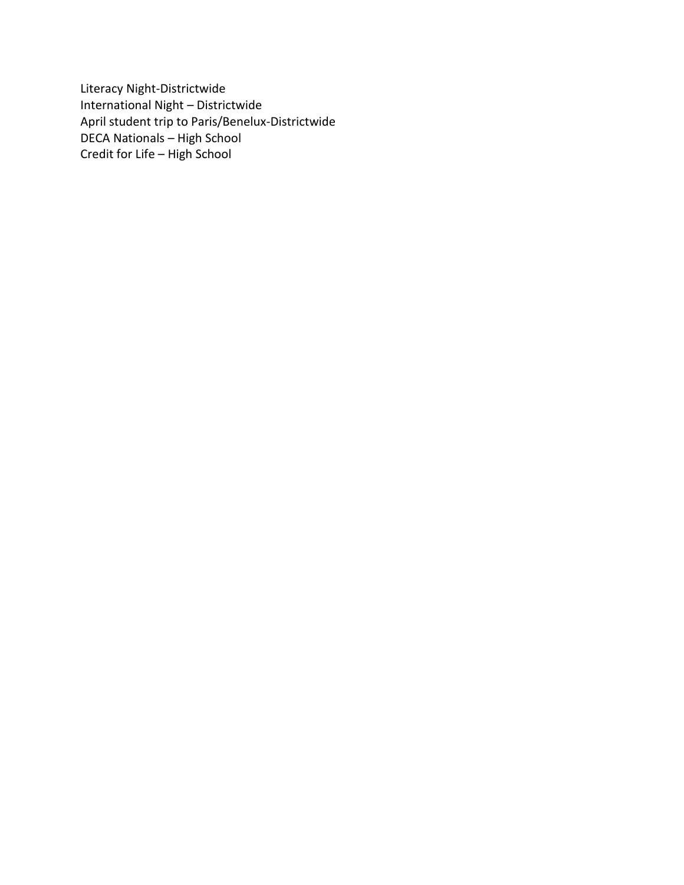Literacy Night-Districtwide
International Night – Districtwide
April student trip to Paris/Benelux-Districtwide
DECA Nationals – High School
Credit for Life – High School